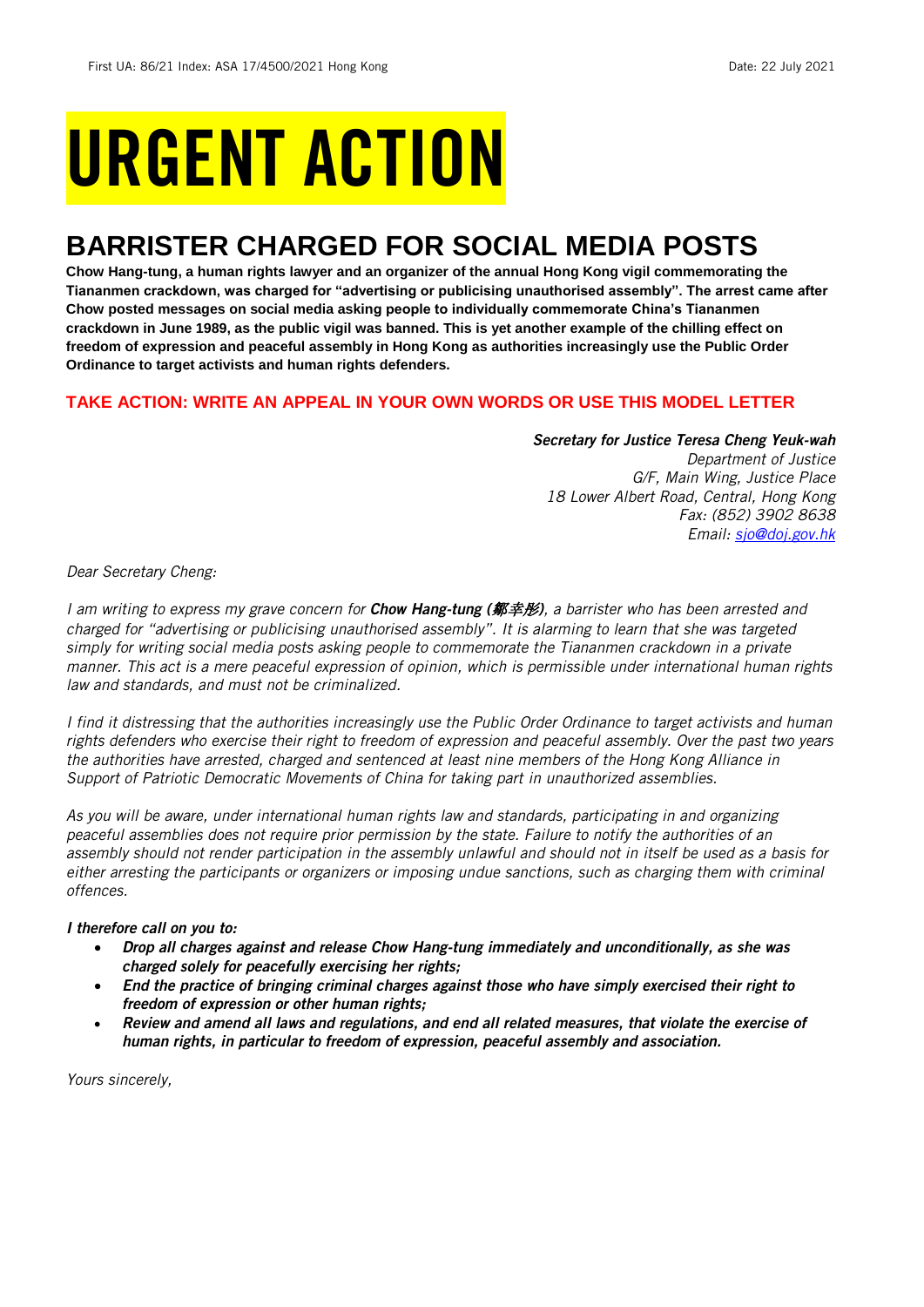# URGENT ACTION

## BARRISTER CHARGED FOR SOCIAL MEDIA POSTS

**Chow Hang-tung, a human rights lawyer and an organizer of the annual Hong Kong vigil commemorating the Tiananmen crackdown, was charged for "advertising or publicising unauthorised assembly". The arrest came after Chow posted messages on social media asking people to individually commemorate China's Tiananmen crackdown in June 1989, as the public vigil was banned. This is yet another example of the chilling effect on freedom of expression and peaceful assembly in Hong Kong as authorities increasingly use the Public Order Ordinance to target activists and human rights defenders.**

**TAKE ACTION: WRITE AN APPEAL IN YOUR OWN WORDS OR USE THIS MODEL LETTER**

***Secretary for Justice Teresa Cheng Yeuk-wah***
*Department of Justice*
*G/F, Main Wing, Justice Place*
*18 Lower Albert Road, Central, Hong Kong*
*Fax: (852) 3902 8638*
*Email: sjo@doj.gov.hk*

*Dear Secretary Cheng:*

*I am writing to express my grave concern for **Chow Hang-tung (鄒幸彤)**, a barrister who has been arrested and charged for "advertising or publicising unauthorised assembly". It is alarming to learn that she was targeted simply for writing social media posts asking people to commemorate the Tiananmen crackdown in a private manner. This act is a mere peaceful expression of opinion, which is permissible under international human rights law and standards, and must not be criminalized.*

*I find it distressing that the authorities increasingly use the Public Order Ordinance to target activists and human rights defenders who exercise their right to freedom of expression and peaceful assembly. Over the past two years the authorities have arrested, charged and sentenced at least nine members of the Hong Kong Alliance in Support of Patriotic Democratic Movements of China for taking part in unauthorized assemblies.*

*As you will be aware, under international human rights law and standards, participating in and organizing peaceful assemblies does not require prior permission by the state. Failure to notify the authorities of an assembly should not render participation in the assembly unlawful and should not in itself be used as a basis for either arresting the participants or organizers or imposing undue sanctions, such as charging them with criminal offences.*

***I therefore call on you to:***

- ***Drop all charges against and release Chow Hang-tung immediately and unconditionally, as she was charged solely for peacefully exercising her rights;***
- ***End the practice of bringing criminal charges against those who have simply exercised their right to freedom of expression or other human rights;***
- ***Review and amend all laws and regulations, and end all related measures, that violate the exercise of human rights, in particular to freedom of expression, peaceful assembly and association.***

*Yours sincerely,*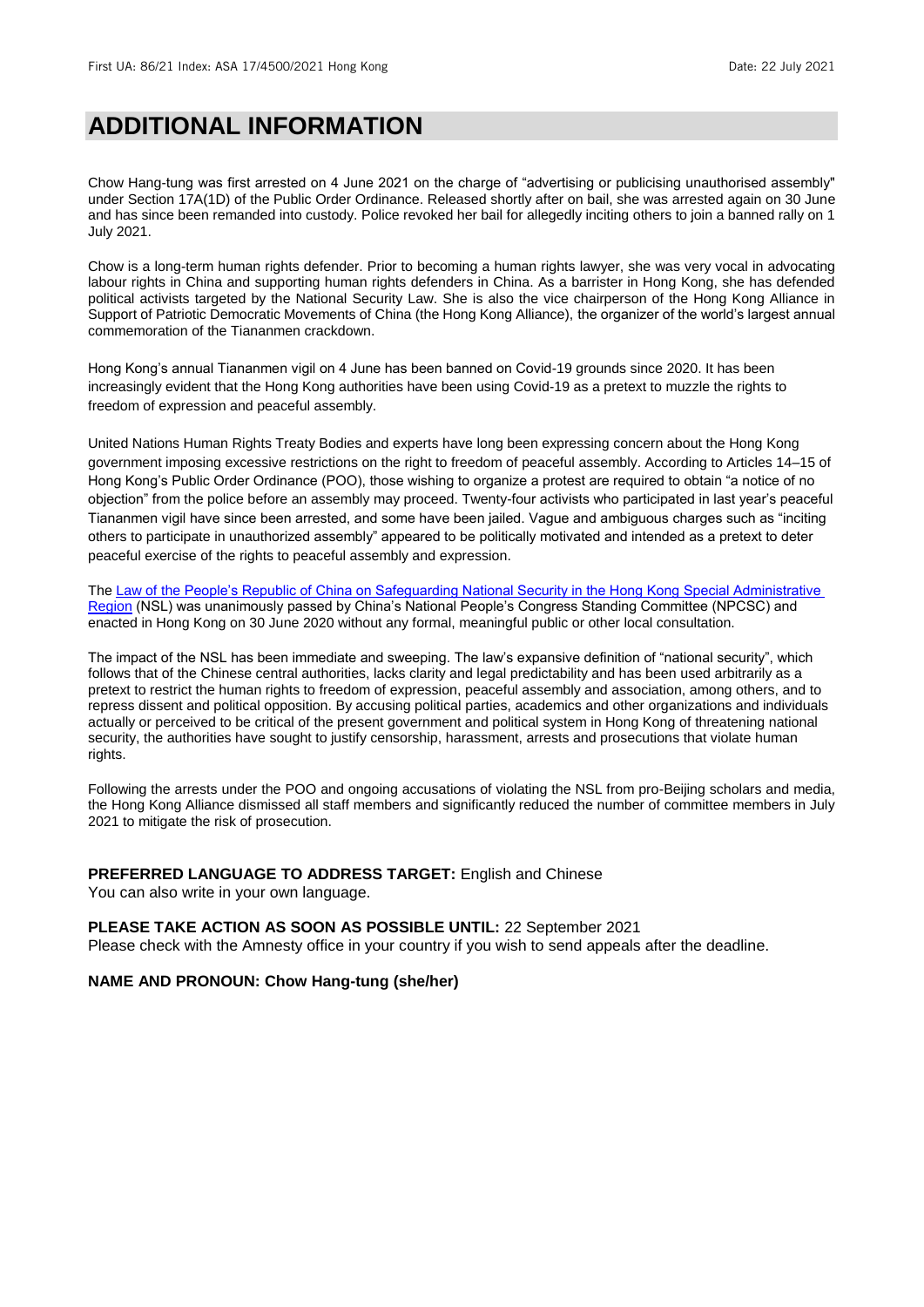# ADDITIONAL INFORMATION

Chow Hang-tung was first arrested on 4 June 2021 on the charge of "advertising or publicising unauthorised assembly" under Section 17A(1D) of the Public Order Ordinance. Released shortly after on bail, she was arrested again on 30 June and has since been remanded into custody. Police revoked her bail for allegedly inciting others to join a banned rally on 1 July 2021.

Chow is a long-term human rights defender. Prior to becoming a human rights lawyer, she was very vocal in advocating labour rights in China and supporting human rights defenders in China. As a barrister in Hong Kong, she has defended political activists targeted by the National Security Law. She is also the vice chairperson of the Hong Kong Alliance in Support of Patriotic Democratic Movements of China (the Hong Kong Alliance), the organizer of the world's largest annual commemoration of the Tiananmen crackdown.

Hong Kong's annual Tiananmen vigil on 4 June has been banned on Covid-19 grounds since 2020. It has been increasingly evident that the Hong Kong authorities have been using Covid-19 as a pretext to muzzle the rights to freedom of expression and peaceful assembly.

United Nations Human Rights Treaty Bodies and experts have long been expressing concern about the Hong Kong government imposing excessive restrictions on the right to freedom of peaceful assembly. According to Articles 14–15 of Hong Kong's Public Order Ordinance (POO), those wishing to organize a protest are required to obtain "a notice of no objection" from the police before an assembly may proceed. Twenty-four activists who participated in last year's peaceful Tiananmen vigil have since been arrested, and some have been jailed. Vague and ambiguous charges such as "inciting others to participate in unauthorized assembly" appeared to be politically motivated and intended as a pretext to deter peaceful exercise of the rights to peaceful assembly and expression.

The Law of the People's Republic of China on Safeguarding National Security in the Hong Kong Special Administrative Region (NSL) was unanimously passed by China's National People's Congress Standing Committee (NPCSC) and enacted in Hong Kong on 30 June 2020 without any formal, meaningful public or other local consultation.

The impact of the NSL has been immediate and sweeping. The law's expansive definition of "national security", which follows that of the Chinese central authorities, lacks clarity and legal predictability and has been used arbitrarily as a pretext to restrict the human rights to freedom of expression, peaceful assembly and association, among others, and to repress dissent and political opposition. By accusing political parties, academics and other organizations and individuals actually or perceived to be critical of the present government and political system in Hong Kong of threatening national security, the authorities have sought to justify censorship, harassment, arrests and prosecutions that violate human rights.

Following the arrests under the POO and ongoing accusations of violating the NSL from pro-Beijing scholars and media, the Hong Kong Alliance dismissed all staff members and significantly reduced the number of committee members in July 2021 to mitigate the risk of prosecution.

**PREFERRED LANGUAGE TO ADDRESS TARGET:** English and Chinese
You can also write in your own language.

**PLEASE TAKE ACTION AS SOON AS POSSIBLE UNTIL:** 22 September 2021
Please check with the Amnesty office in your country if you wish to send appeals after the deadline.

**NAME AND PRONOUN: Chow Hang-tung (she/her)**